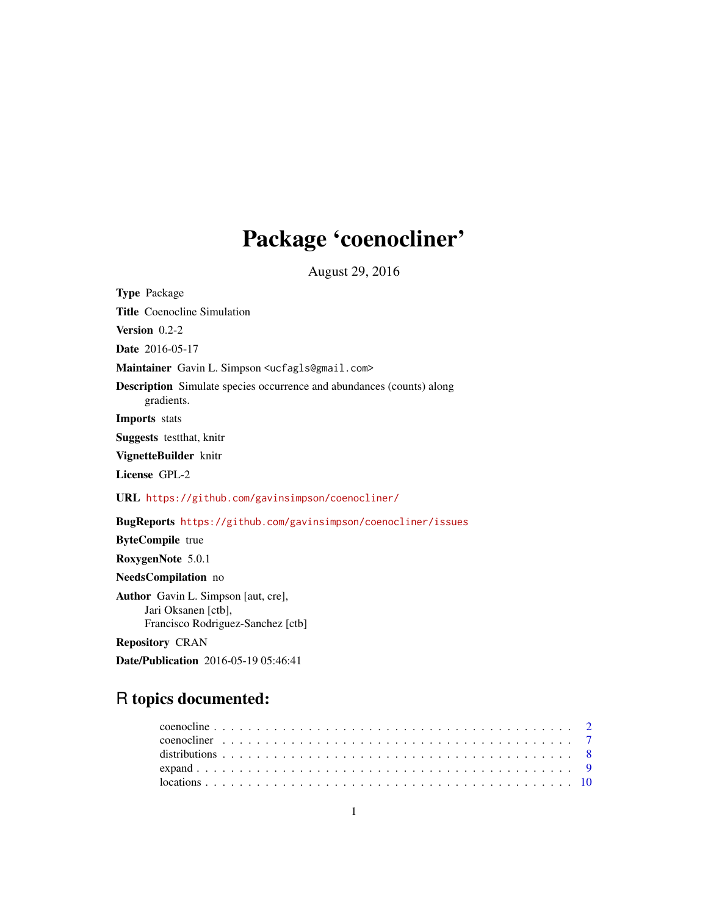# Package 'coenocliner'

August 29, 2016

**Type** Package

**Title** Coenocline Simulation

**Version** 0.2-2

**Date** 2016-05-17

**Maintainer** Gavin L. Simpson <ucfagls@gmail.com>

**Description** Simulate species occurrence and abundances (counts) along gradients.

**Imports** stats

**Suggests** testthat, knitr

**VignetteBuilder** knitr

**License** GPL-2

**URL** https://github.com/gavinsimpson/coenocliner/

**BugReports** https://github.com/gavinsimpson/coenocliner/issues

**ByteCompile** true

**RoxygenNote** 5.0.1

**NeedsCompilation** no

**Author** Gavin L. Simpson [aut, cre],
Jari Oksanen [ctb],
Francisco Rodriguez-Sanchez [ctb]

**Repository** CRAN

**Date/Publication** 2016-05-19 05:46:41

## R topics documented:

- coenocline . . . . . . . . . . 2
- coenocliner . . . . . . . . . . 7
- distributions . . . . . . . . . . 8
- expand . . . . . . . . . . 9
- locations . . . . . . . . . . 10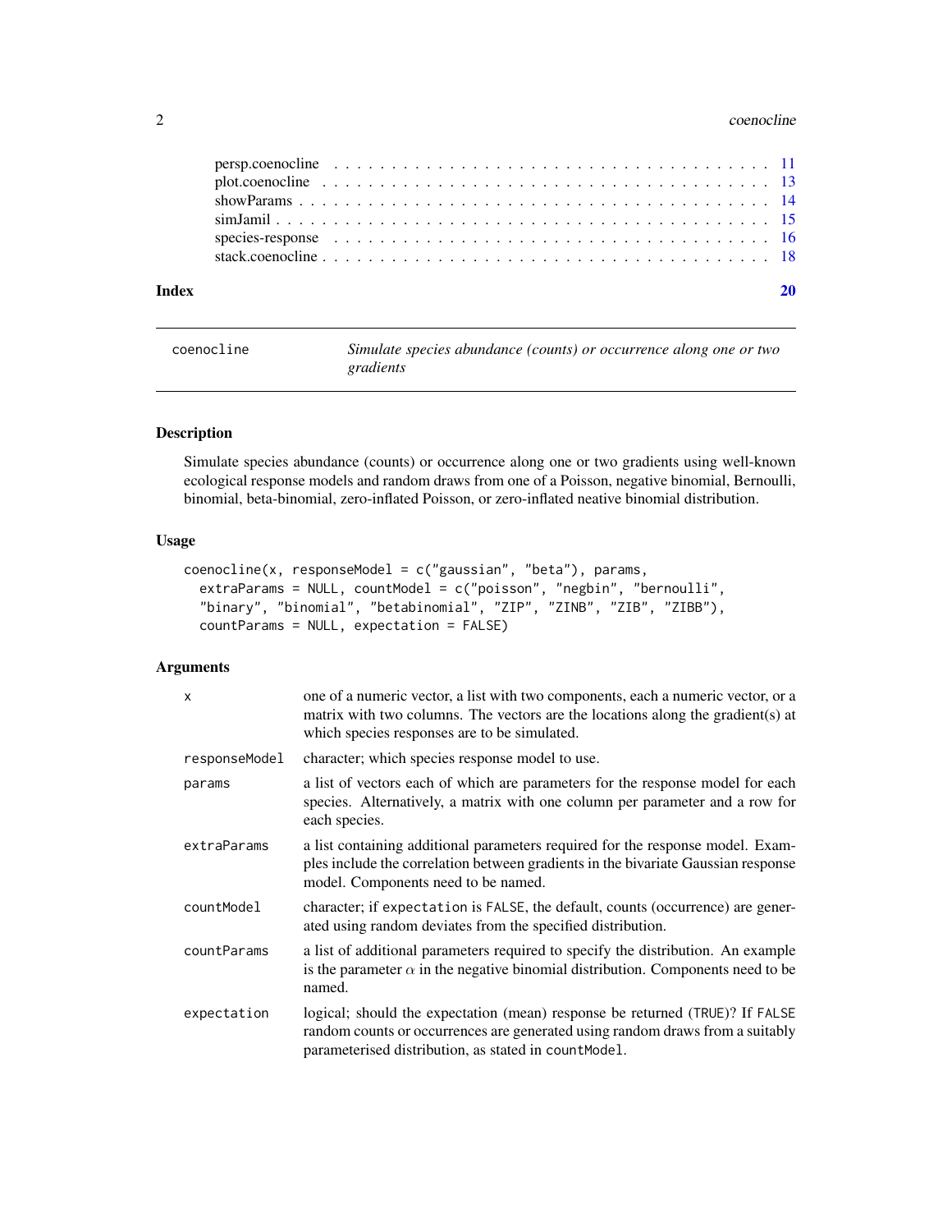| | |
|---|---|
| persp.coenocline | 11 |
| plot.coenocline | 13 |
| showParams | 14 |
| simJamil | 15 |
| species-response | 16 |
| stack.coenocline | 18 |
| **Index** | **20** |

---

`coenocline` — *Simulate species abundance (counts) or occurrence along one or two gradients*

## Description

Simulate species abundance (counts) or occurrence along one or two gradients using well-known ecological response models and random draws from one of a Poisson, negative binomial, Bernoulli, binomial, beta-binomial, zero-inflated Poisson, or zero-inflated neative binomial distribution.

## Usage

```
coenocline(x, responseModel = c("gaussian", "beta"), params,
  extraParams = NULL, countModel = c("poisson", "negbin", "bernoulli",
  "binary", "binomial", "betabinomial", "ZIP", "ZINB", "ZIB", "ZIBB"),
  countParams = NULL, expectation = FALSE)
```

## Arguments

| | |
|---|---|
| `x` | one of a numeric vector, a list with two components, each a numeric vector, or a matrix with two columns. The vectors are the locations along the gradient(s) at which species responses are to be simulated. |
| `responseModel` | character; which species response model to use. |
| `params` | a list of vectors each of which are parameters for the response model for each species. Alternatively, a matrix with one column per parameter and a row for each species. |
| `extraParams` | a list containing additional parameters required for the response model. Examples include the correlation between gradients in the bivariate Gaussian response model. Components need to be named. |
| `countModel` | character; if `expectation` is `FALSE`, the default, counts (occurrence) are generated using random deviates from the specified distribution. |
| `countParams` | a list of additional parameters required to specify the distribution. An example is the parameter $\alpha$ in the negative binomial distribution. Components need to be named. |
| `expectation` | logical; should the expectation (mean) response be returned (`TRUE`)? If `FALSE` random counts or occurrences are generated using random draws from a suitably parameterised distribution, as stated in `countModel`. |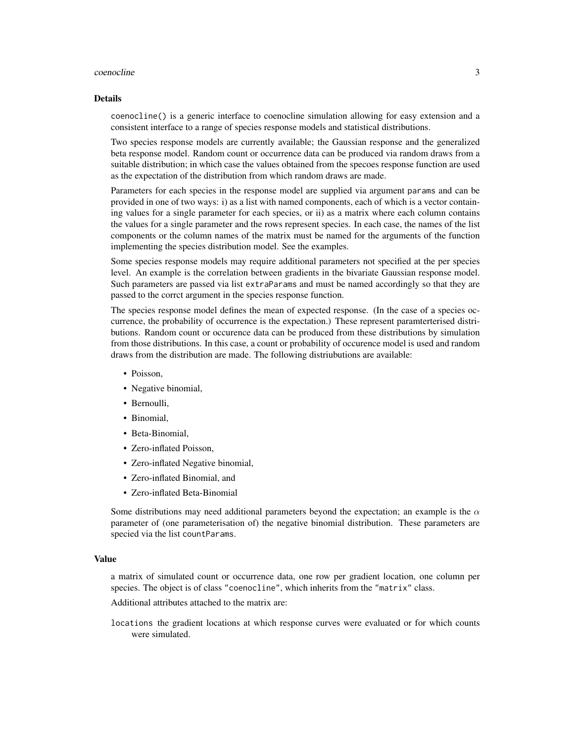## Details

`coenocline()` is a generic interface to coenocline simulation allowing for easy extension and a consistent interface to a range of species response models and statistical distributions.

Two species response models are currently available; the Gaussian response and the generalized beta response model. Random count or occurrence data can be produced via random draws from a suitable distribution; in which case the values obtained from the specoes response function are used as the expectation of the distribution from which random draws are made.

Parameters for each species in the response model are supplied via argument `params` and can be provided in one of two ways: i) as a list with named components, each of which is a vector containing values for a single parameter for each species, or ii) as a matrix where each column contains the values for a single parameter and the rows represent species. In each case, the names of the list components or the column names of the matrix must be named for the arguments of the function implementing the species distribution model. See the examples.

Some species response models may require additional parameters not specified at the per species level. An example is the correlation between gradients in the bivariate Gaussian response model. Such parameters are passed via list `extraParams` and must be named accordingly so that they are passed to the corrct argument in the species response function.

The species response model defines the mean of expected response. (In the case of a species occurrence, the probability of occurrence is the expectation.) These represent paramterterised distributions. Random count or occurence data can be produced from these distributions by simulation from those distributions. In this case, a count or probability of occurence model is used and random draws from the distribution are made. The following distriubutions are available:

- Poisson,
- Negative binomial,
- Bernoulli,
- Binomial,
- Beta-Binomial,
- Zero-inflated Poisson,
- Zero-inflated Negative binomial,
- Zero-inflated Binomial, and
- Zero-inflated Beta-Binomial

Some distributions may need additional parameters beyond the expectation; an example is the $\alpha$ parameter of (one parameterisation of) the negative binomial distribution. These parameters are specied via the list `countParams`.

## Value

a matrix of simulated count or occurrence data, one row per gradient location, one column per species. The object is of class `"coenocline"`, which inherits from the `"matrix"` class.

Additional attributes attached to the matrix are:

`locations` the gradient locations at which response curves were evaluated or for which counts were simulated.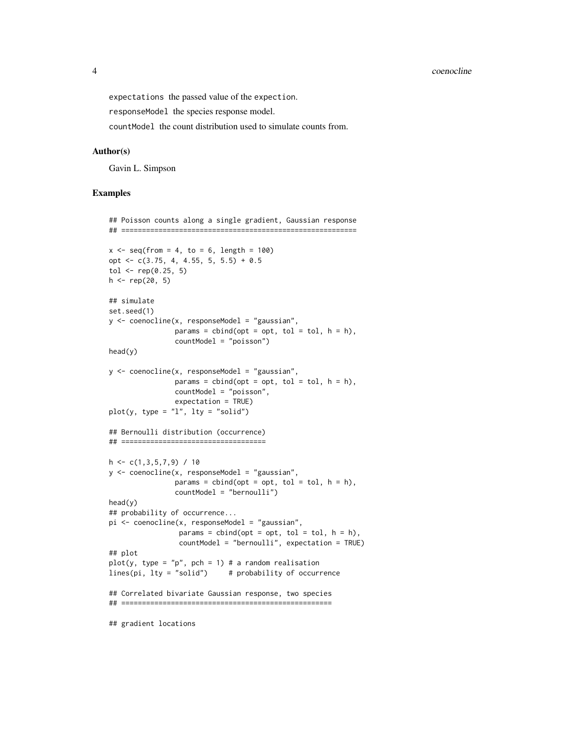`expectations` the passed value of the `expection`.

`responseModel` the species response model.

`countModel` the count distribution used to simulate counts from.

## Author(s)

Gavin L. Simpson

## Examples

```
## Poisson counts along a single gradient, Gaussian response
## =========================================================

x <- seq(from = 4, to = 6, length = 100)
opt <- c(3.75, 4, 4.55, 5, 5.5) + 0.5
tol <- rep(0.25, 5)
h <- rep(20, 5)

## simulate
set.seed(1)
y <- coenocline(x, responseModel = "gaussian",
                params = cbind(opt = opt, tol = tol, h = h),
                countModel = "poisson")
head(y)

y <- coenocline(x, responseModel = "gaussian",
                params = cbind(opt = opt, tol = tol, h = h),
                countModel = "poisson",
                expectation = TRUE)
plot(y, type = "l", lty = "solid")

## Bernoulli distribution (occurrence)
## ===================================

h <- c(1,3,5,7,9) / 10
y <- coenocline(x, responseModel = "gaussian",
                params = cbind(opt = opt, tol = tol, h = h),
                countModel = "bernoulli")
head(y)
## probability of occurrence...
pi <- coenocline(x, responseModel = "gaussian",
                 params = cbind(opt = opt, tol = tol, h = h),
                 countModel = "bernoulli", expectation = TRUE)
## plot
plot(y, type = "p", pch = 1) # a random realisation
lines(pi, lty = "solid")     # probability of occurrence

## Correlated bivariate Gaussian response, two species
## ===================================================

## gradient locations
```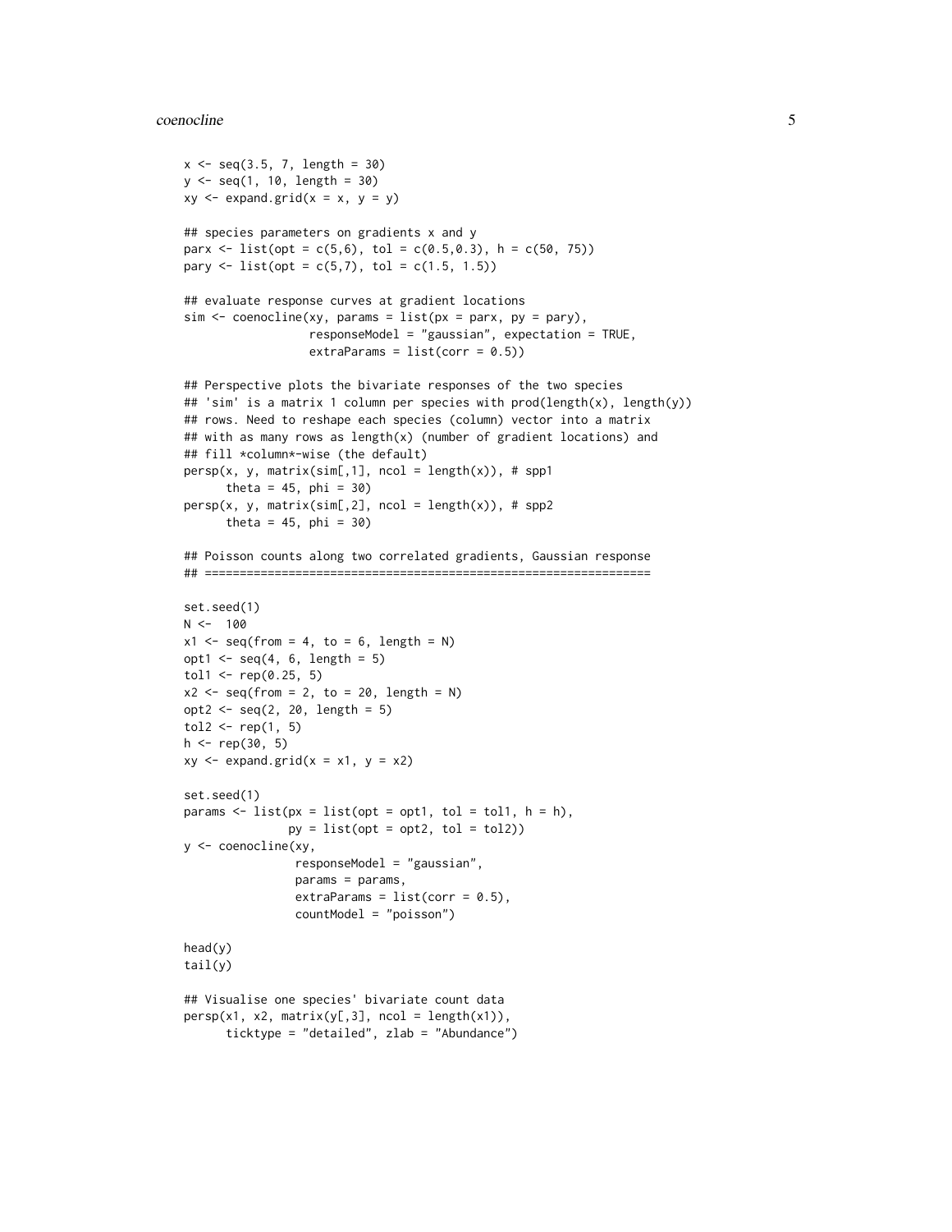```
x <- seq(3.5, 7, length = 30)
y <- seq(1, 10, length = 30)
xy <- expand.grid(x = x, y = y)

## species parameters on gradients x and y
parx <- list(opt = c(5,6), tol = c(0.5,0.3), h = c(50, 75))
pary <- list(opt = c(5,7), tol = c(1.5, 1.5))

## evaluate response curves at gradient locations
sim <- coenocline(xy, params = list(px = parx, py = pary),
                  responseModel = "gaussian", expectation = TRUE,
                  extraParams = list(corr = 0.5))

## Perspective plots the bivariate responses of the two species
## 'sim' is a matrix 1 column per species with prod(length(x), length(y))
## rows. Need to reshape each species (column) vector into a matrix
## with as many rows as length(x) (number of gradient locations) and
## fill *column*-wise (the default)
persp(x, y, matrix(sim[,1], ncol = length(x)), # spp1
      theta = 45, phi = 30)
persp(x, y, matrix(sim[,2], ncol = length(x)), # spp2
      theta = 45, phi = 30)

## Poisson counts along two correlated gradients, Gaussian response
## ================================================================

set.seed(1)
N <-  100
x1 <- seq(from = 4, to = 6, length = N)
opt1 <- seq(4, 6, length = 5)
tol1 <- rep(0.25, 5)
x2 <- seq(from = 2, to = 20, length = N)
opt2 <- seq(2, 20, length = 5)
tol2 <- rep(1, 5)
h <- rep(30, 5)
xy <- expand.grid(x = x1, y = x2)

set.seed(1)
params <- list(px = list(opt = opt1, tol = tol1, h = h),
               py = list(opt = opt2, tol = tol2))
y <- coenocline(xy,
                responseModel = "gaussian",
                params = params,
                extraParams = list(corr = 0.5),
                countModel = "poisson")

head(y)
tail(y)

## Visualise one species' bivariate count data
persp(x1, x2, matrix(y[,3], ncol = length(x1)),
      ticktype = "detailed", zlab = "Abundance")
```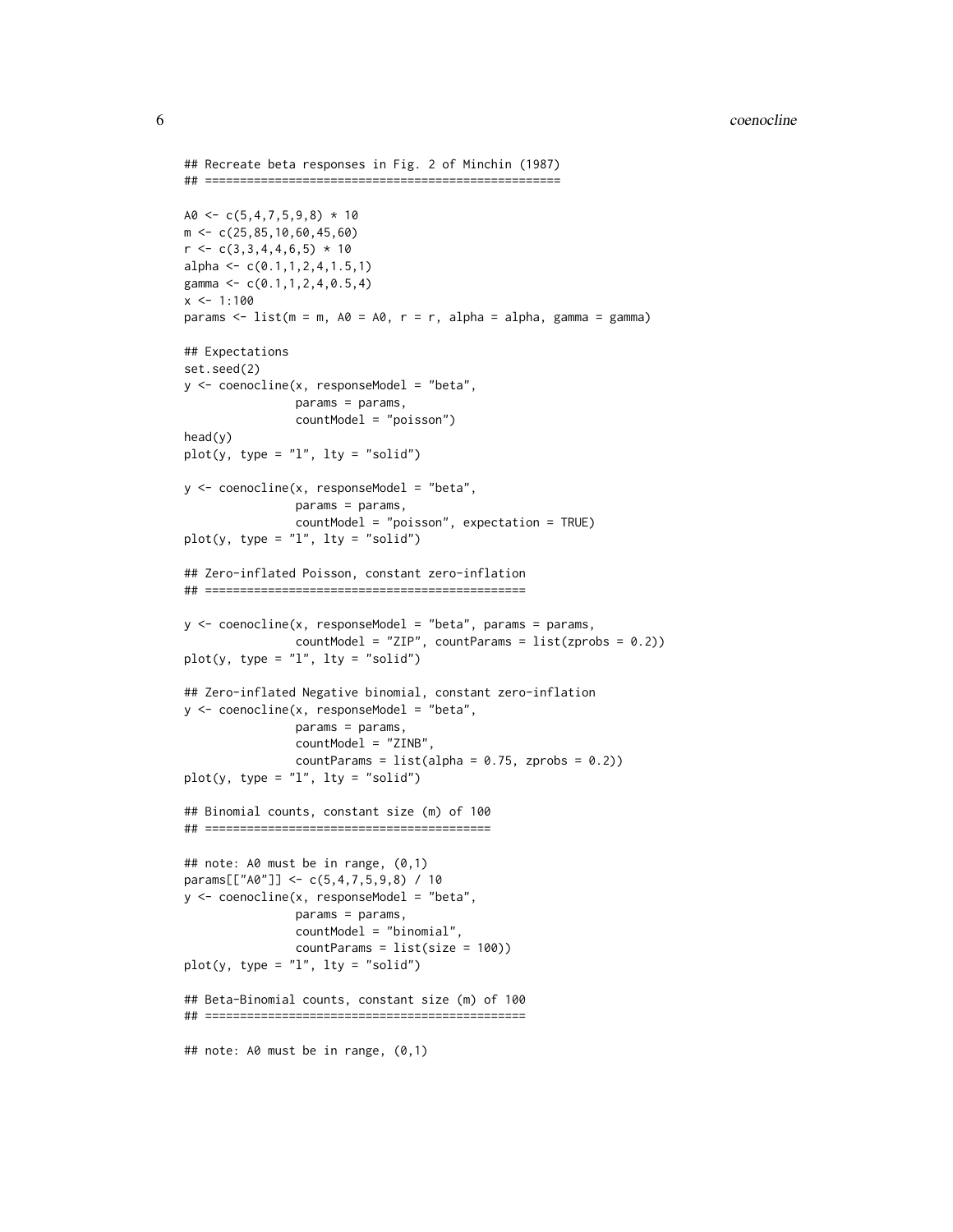```
## Recreate beta responses in Fig. 2 of Minchin (1987)
## ==================================================

A0 <- c(5,4,7,5,9,8) * 10
m <- c(25,85,10,60,45,60)
r <- c(3,3,4,4,6,5) * 10
alpha <- c(0.1,1,2,4,1.5,1)
gamma <- c(0.1,1,2,4,0.5,4)
x <- 1:100
params <- list(m = m, A0 = A0, r = r, alpha = alpha, gamma = gamma)

## Expectations
set.seed(2)
y <- coenocline(x, responseModel = "beta",
                params = params,
                countModel = "poisson")
head(y)
plot(y, type = "l", lty = "solid")

y <- coenocline(x, responseModel = "beta",
                params = params,
                countModel = "poisson", expectation = TRUE)
plot(y, type = "l", lty = "solid")

## Zero-inflated Poisson, constant zero-inflation
## ==============================================

y <- coenocline(x, responseModel = "beta", params = params,
                countModel = "ZIP", countParams = list(zprobs = 0.2))
plot(y, type = "l", lty = "solid")

## Zero-inflated Negative binomial, constant zero-inflation
y <- coenocline(x, responseModel = "beta",
                params = params,
                countModel = "ZINB",
                countParams = list(alpha = 0.75, zprobs = 0.2))
plot(y, type = "l", lty = "solid")

## Binomial counts, constant size (m) of 100
## =========================================

## note: A0 must be in range, (0,1)
params[["A0"]] <- c(5,4,7,5,9,8) / 10
y <- coenocline(x, responseModel = "beta",
                params = params,
                countModel = "binomial",
                countParams = list(size = 100))
plot(y, type = "l", lty = "solid")

## Beta-Binomial counts, constant size (m) of 100
## ==============================================

## note: A0 must be in range, (0,1)
```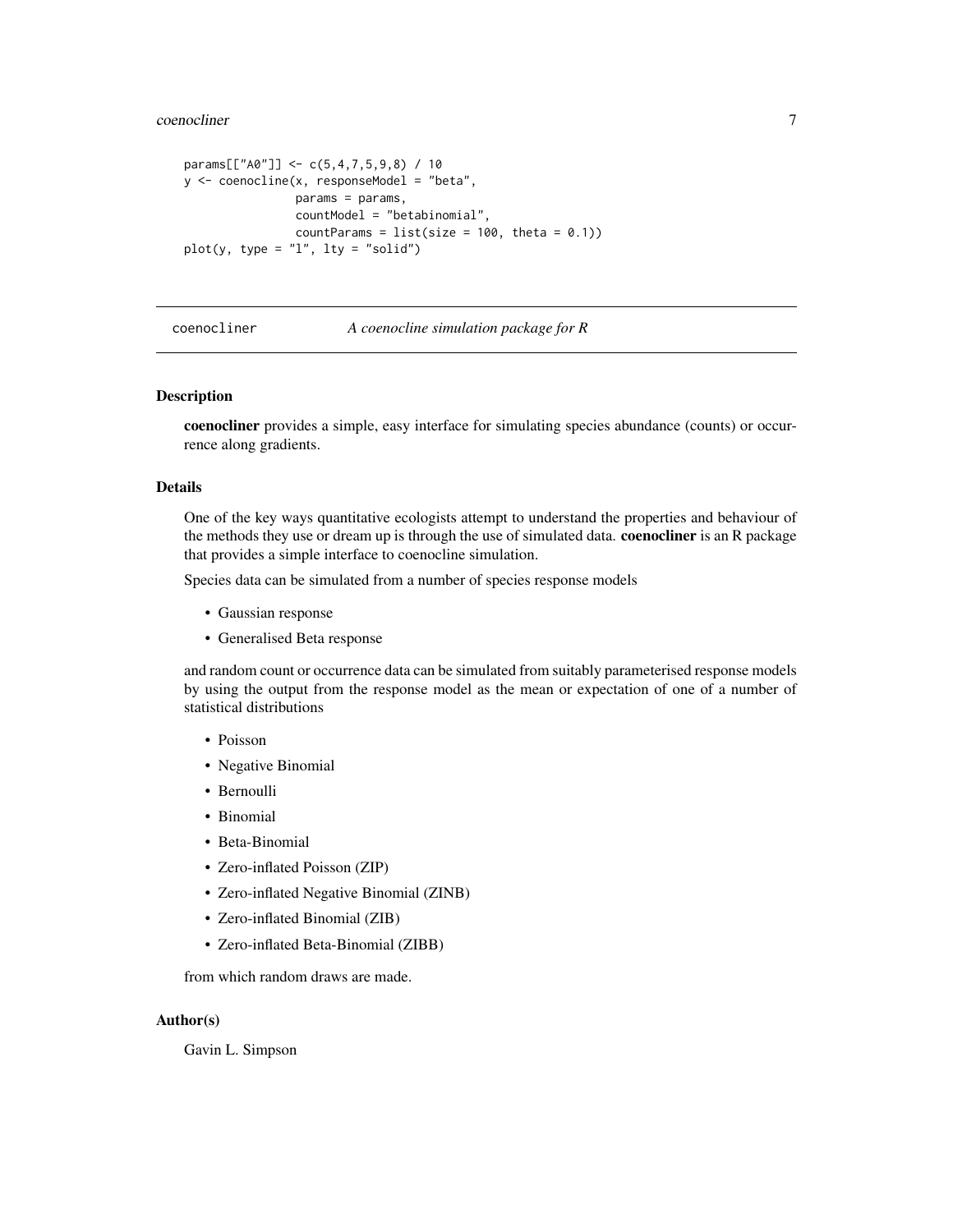```
params[["A0"]] <- c(5,4,7,5,9,8) / 10
y <- coenocline(x, responseModel = "beta",
                params = params,
                countModel = "betabinomial",
                countParams = list(size = 100, theta = 0.1))
plot(y, type = "l", lty = "solid")
```

---

coenocliner *A coenocline simulation package for R*

---

## Description

**coenocliner** provides a simple, easy interface for simulating species abundance (counts) or occurrence along gradients.

## Details

One of the key ways quantitative ecologists attempt to understand the properties and behaviour of the methods they use or dream up is through the use of simulated data. **coenocliner** is an R package that provides a simple interface to coenocline simulation.

Species data can be simulated from a number of species response models

- Gaussian response
- Generalised Beta response

and random count or occurrence data can be simulated from suitably parameterised response models by using the output from the response model as the mean or expectation of one of a number of statistical distributions

- Poisson
- Negative Binomial
- Bernoulli
- Binomial
- Beta-Binomial
- Zero-inflated Poisson (ZIP)
- Zero-inflated Negative Binomial (ZINB)
- Zero-inflated Binomial (ZIB)
- Zero-inflated Beta-Binomial (ZIBB)

from which random draws are made.

## Author(s)

Gavin L. Simpson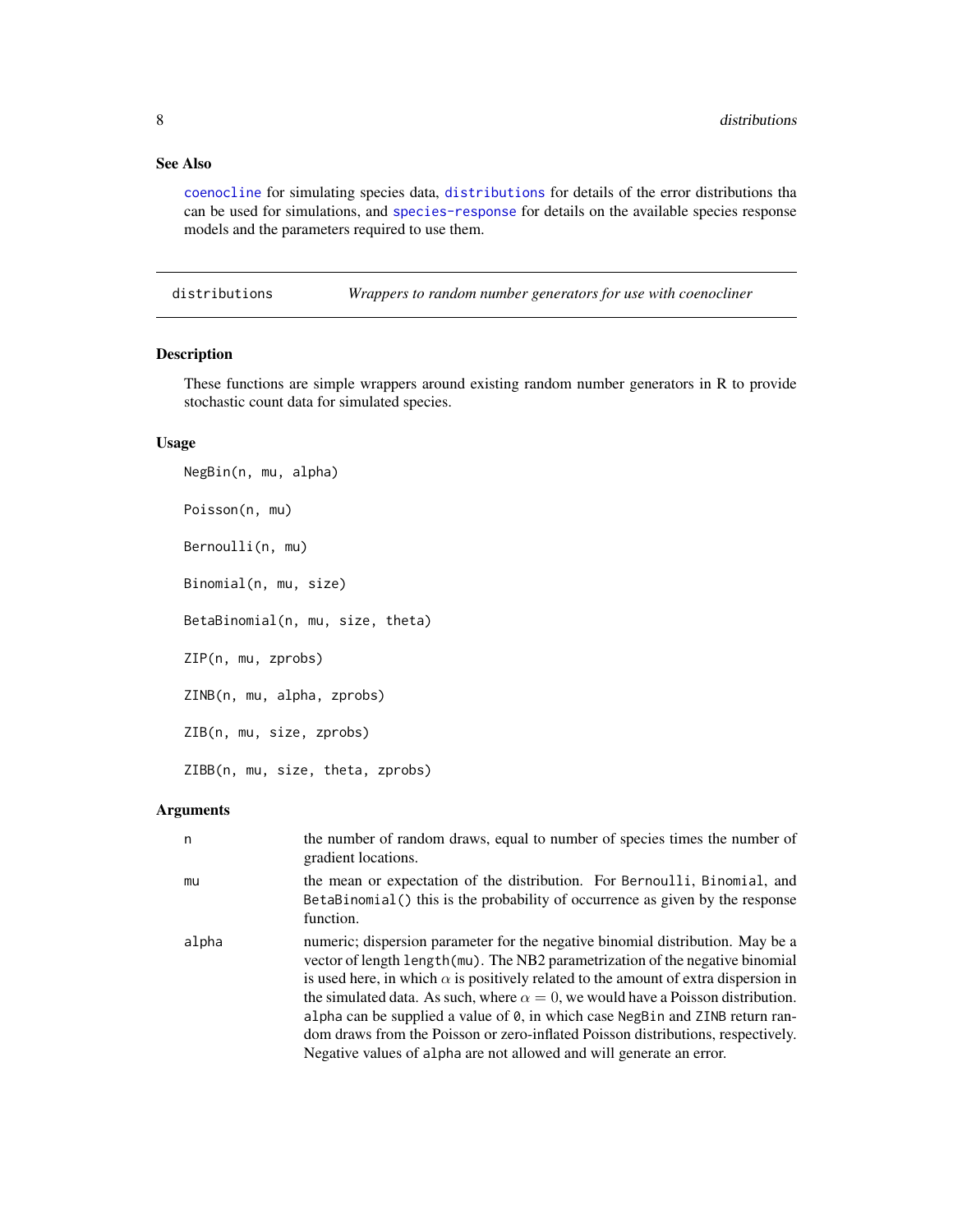## See Also

`coenocline` for simulating species data, `distributions` for details of the error distributions tha can be used for simulations, and `species-response` for details on the available species response models and the parameters required to use them.

---

## distributions — *Wrappers to random number generators for use with coenocliner*

### Description

These functions are simple wrappers around existing random number generators in R to provide stochastic count data for simulated species.

### Usage

```
NegBin(n, mu, alpha)

Poisson(n, mu)

Bernoulli(n, mu)

Binomial(n, mu, size)

BetaBinomial(n, mu, size, theta)

ZIP(n, mu, zprobs)

ZINB(n, mu, alpha, zprobs)

ZIB(n, mu, size, zprobs)

ZIBB(n, mu, size, theta, zprobs)
```

### Arguments

| | |
|---|---|
| `n` | the number of random draws, equal to number of species times the number of gradient locations. |
| `mu` | the mean or expectation of the distribution. For `Bernoulli`, `Binomial`, and `BetaBinomial()` this is the probability of occurrence as given by the response function. |
| `alpha` | numeric; dispersion parameter for the negative binomial distribution. May be a vector of length `length(mu)`. The NB2 parametrization of the negative binomial is used here, in which $\alpha$ is positively related to the amount of extra dispersion in the simulated data. As such, where $\alpha = 0$, we would have a Poisson distribution. `alpha` can be supplied a value of `0`, in which case `NegBin` and `ZINB` return random draws from the Poisson or zero-inflated Poisson distributions, respectively. Negative values of `alpha` are not allowed and will generate an error. |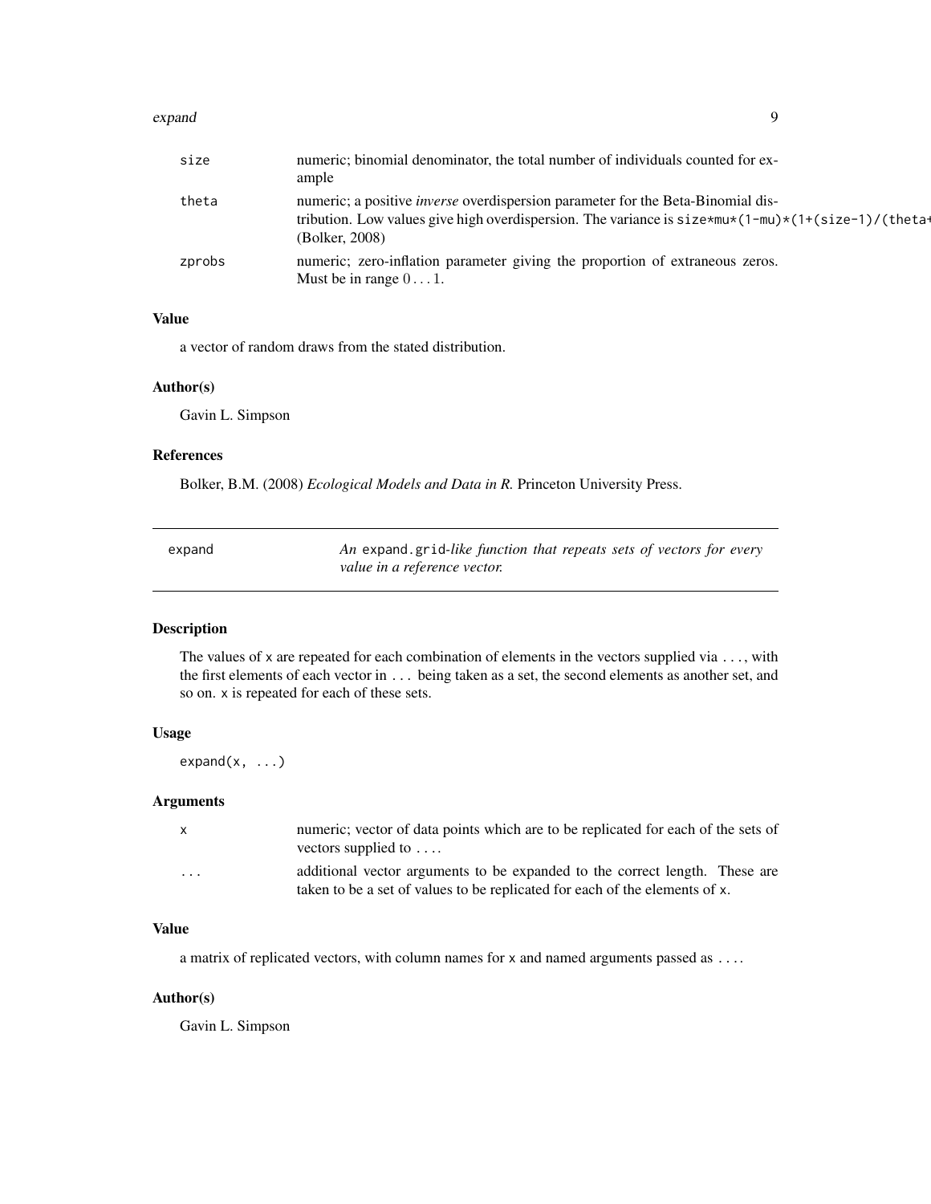| | |
|---|---|
| size | numeric; binomial denominator, the total number of individuals counted for example |
| theta | numeric; a positive *inverse* overdispersion parameter for the Beta-Binomial distribution. Low values give high overdispersion. The variance is `size*mu*(1-mu)*(1+(size-1)/(theta+` (Bolker, 2008) |
| zprobs | numeric; zero-inflation parameter giving the proportion of extraneous zeros. Must be in range $0 \ldots 1$. |

### Value

a vector of random draws from the stated distribution.

### Author(s)

Gavin L. Simpson

### References

Bolker, B.M. (2008) *Ecological Models and Data in R.* Princeton University Press.

---

## expand

*An* `expand.grid`*-like function that repeats sets of vectors for every value in a reference vector.*

---

### Description

The values of `x` are repeated for each combination of elements in the vectors supplied via `...`, with the first elements of each vector in `...` being taken as a set, the second elements as another set, and so on. `x` is repeated for each of these sets.

### Usage

```
expand(x, ...)
```

### Arguments

| | |
|---|---|
| x | numeric; vector of data points which are to be replicated for each of the sets of vectors supplied to `...`. |
| ... | additional vector arguments to be expanded to the correct length. These are taken to be a set of values to be replicated for each of the elements of `x`. |

### Value

a matrix of replicated vectors, with column names for `x` and named arguments passed as `...`.

### Author(s)

Gavin L. Simpson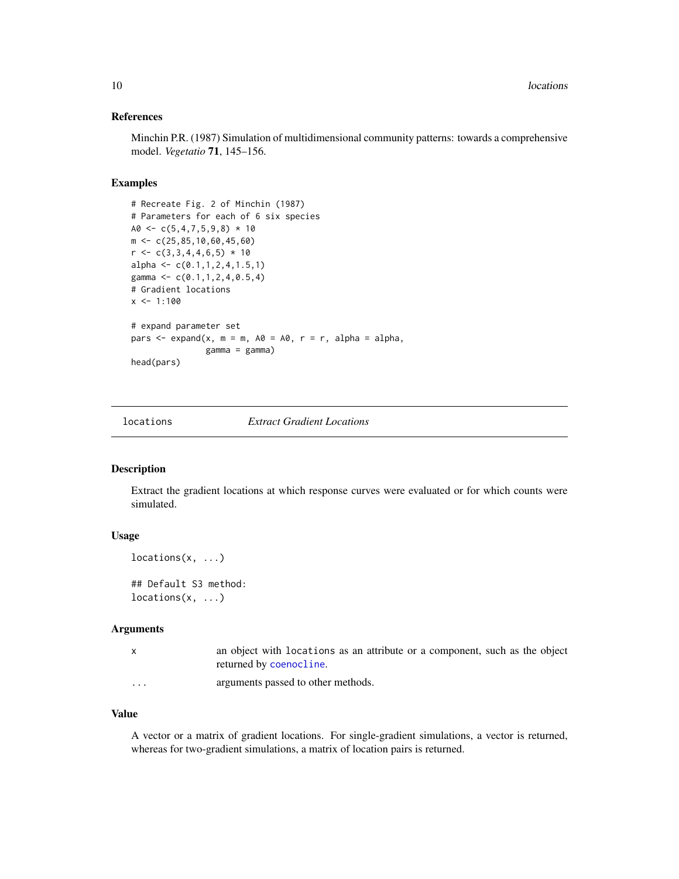### References

Minchin P.R. (1987) Simulation of multidimensional community patterns: towards a comprehensive model. *Vegetatio* **71**, 145–156.

### Examples

```
# Recreate Fig. 2 of Minchin (1987)
# Parameters for each of 6 six species
A0 <- c(5,4,7,5,9,8) * 10
m <- c(25,85,10,60,45,60)
r <- c(3,3,4,4,6,5) * 10
alpha <- c(0.1,1,2,4,1.5,1)
gamma <- c(0.1,1,2,4,0.5,4)
# Gradient locations
x <- 1:100

# expand parameter set
pars <- expand(x, m = m, A0 = A0, r = r, alpha = alpha,
               gamma = gamma)
head(pars)
```

---

## locations — *Extract Gradient Locations*

### Description

Extract the gradient locations at which response curves were evaluated or for which counts were simulated.

### Usage

```
locations(x, ...)

## Default S3 method:
locations(x, ...)
```

### Arguments

| | |
|---|---|
| x | an object with `locations` as an attribute or a component, such as the object returned by `coenocline`. |
| ... | arguments passed to other methods. |

### Value

A vector or a matrix of gradient locations. For single-gradient simulations, a vector is returned, whereas for two-gradient simulations, a matrix of location pairs is returned.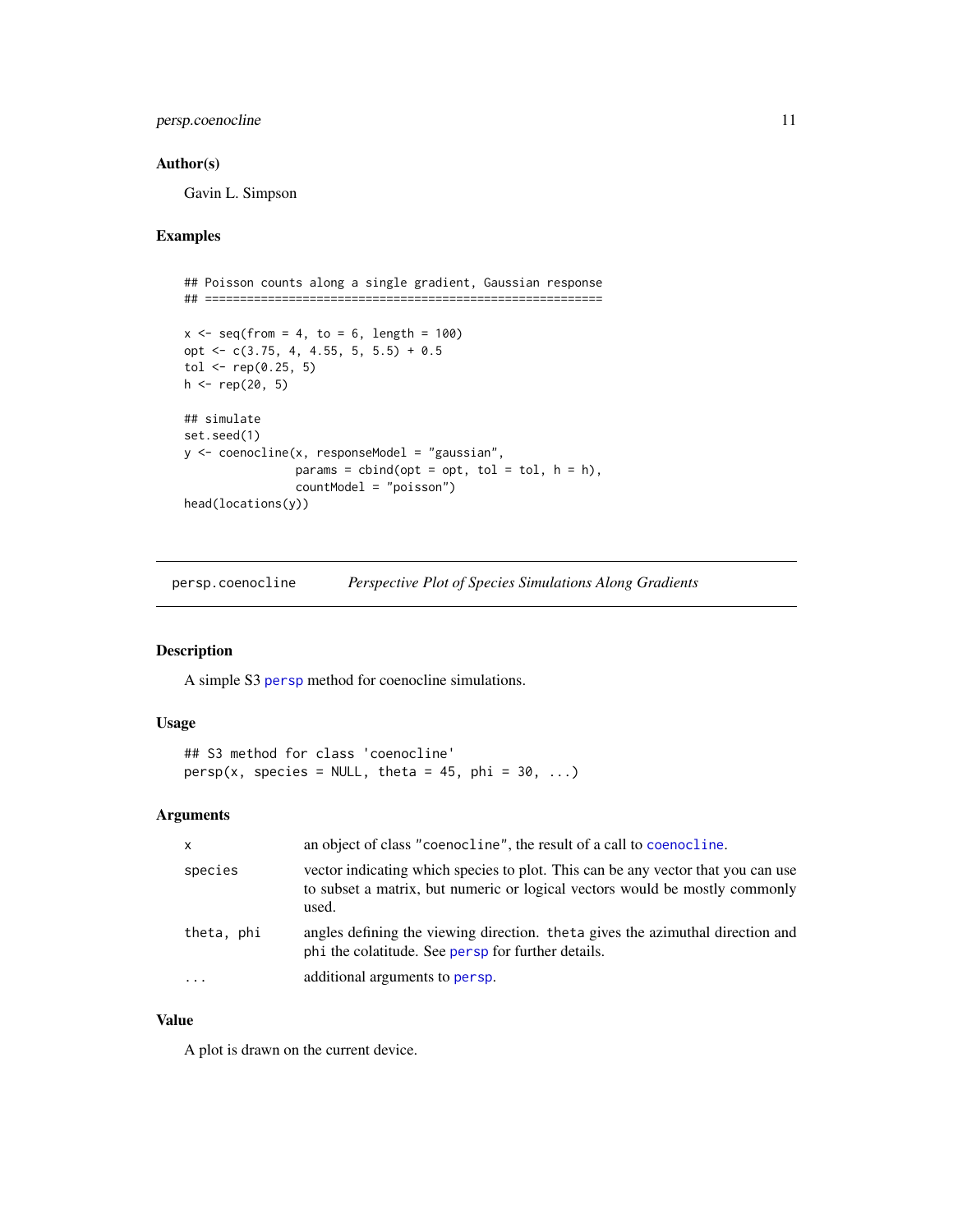### Author(s)

Gavin L. Simpson

### Examples

```
## Poisson counts along a single gradient, Gaussian response
## =========================================================

x <- seq(from = 4, to = 6, length = 100)
opt <- c(3.75, 4, 4.55, 5, 5.5) + 0.5
tol <- rep(0.25, 5)
h <- rep(20, 5)

## simulate
set.seed(1)
y <- coenocline(x, responseModel = "gaussian",
                params = cbind(opt = opt, tol = tol, h = h),
                countModel = "poisson")
head(locations(y))
```

---

## persp.coenocline — *Perspective Plot of Species Simulations Along Gradients*

---

### Description

A simple S3 `persp` method for coenocline simulations.

### Usage

```
## S3 method for class 'coenocline'
persp(x, species = NULL, theta = 45, phi = 30, ...)
```

### Arguments

| | |
|---|---|
| `x` | an object of class `"coenocline"`, the result of a call to `coenocline`. |
| `species` | vector indicating which species to plot. This can be any vector that you can use to subset a matrix, but numeric or logical vectors would be mostly commonly used. |
| `theta, phi` | angles defining the viewing direction. `theta` gives the azimuthal direction and `phi` the colatitude. See `persp` for further details. |
| `...` | additional arguments to `persp`. |

### Value

A plot is drawn on the current device.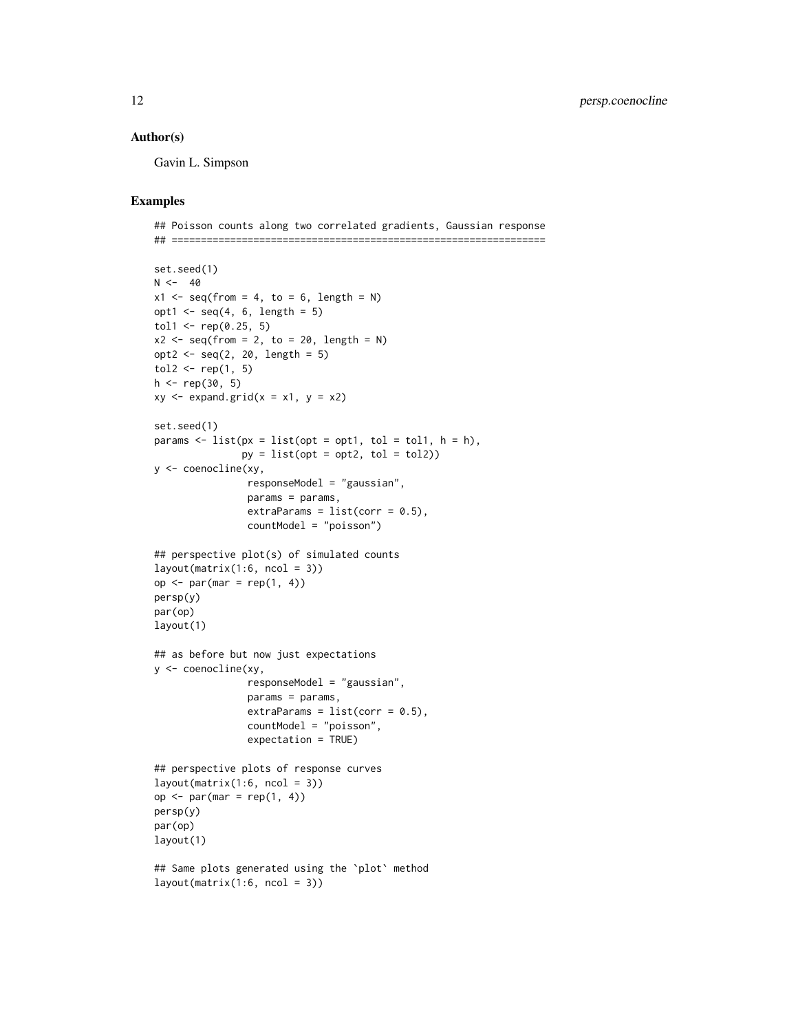## Author(s)

Gavin L. Simpson

## Examples

```
## Poisson counts along two correlated gradients, Gaussian response
## ================================================================

set.seed(1)
N <-  40
x1 <- seq(from = 4, to = 6, length = N)
opt1 <- seq(4, 6, length = 5)
tol1 <- rep(0.25, 5)
x2 <- seq(from = 2, to = 20, length = N)
opt2 <- seq(2, 20, length = 5)
tol2 <- rep(1, 5)
h <- rep(30, 5)
xy <- expand.grid(x = x1, y = x2)

set.seed(1)
params <- list(px = list(opt = opt1, tol = tol1, h = h),
               py = list(opt = opt2, tol = tol2))
y <- coenocline(xy,
                responseModel = "gaussian",
                params = params,
                extraParams = list(corr = 0.5),
                countModel = "poisson")

## perspective plot(s) of simulated counts
layout(matrix(1:6, ncol = 3))
op <- par(mar = rep(1, 4))
persp(y)
par(op)
layout(1)

## as before but now just expectations
y <- coenocline(xy,
                responseModel = "gaussian",
                params = params,
                extraParams = list(corr = 0.5),
                countModel = "poisson",
                expectation = TRUE)

## perspective plots of response curves
layout(matrix(1:6, ncol = 3))
op <- par(mar = rep(1, 4))
persp(y)
par(op)
layout(1)

## Same plots generated using the `plot` method
layout(matrix(1:6, ncol = 3))
```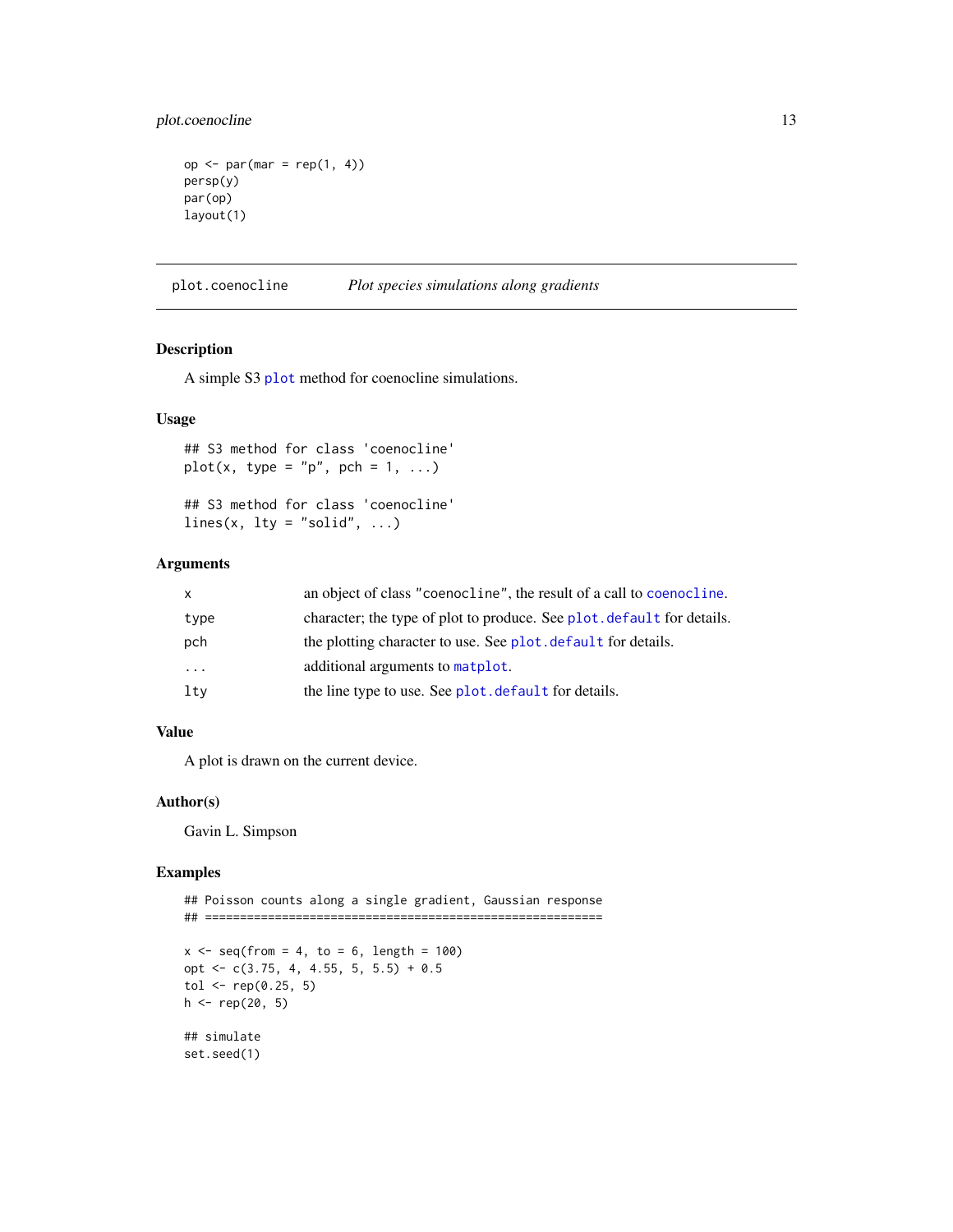```
op <- par(mar = rep(1, 4))
persp(y)
par(op)
layout(1)
```

## plot.coenocline — *Plot species simulations along gradients*

### Description

A simple S3 `plot` method for coenocline simulations.

### Usage

```
## S3 method for class 'coenocline'
plot(x, type = "p", pch = 1, ...)

## S3 method for class 'coenocline'
lines(x, lty = "solid", ...)
```

### Arguments

| | |
|---|---|
| `x` | an object of class `"coenocline"`, the result of a call to `coenocline`. |
| `type` | character; the type of plot to produce. See `plot.default` for details. |
| `pch` | the plotting character to use. See `plot.default` for details. |
| `...` | additional arguments to `matplot`. |
| `lty` | the line type to use. See `plot.default` for details. |

### Value

A plot is drawn on the current device.

### Author(s)

Gavin L. Simpson

### Examples

```
## Poisson counts along a single gradient, Gaussian response
## =========================================================

x <- seq(from = 4, to = 6, length = 100)
opt <- c(3.75, 4, 4.55, 5, 5.5) + 0.5
tol <- rep(0.25, 5)
h <- rep(20, 5)

## simulate
set.seed(1)
```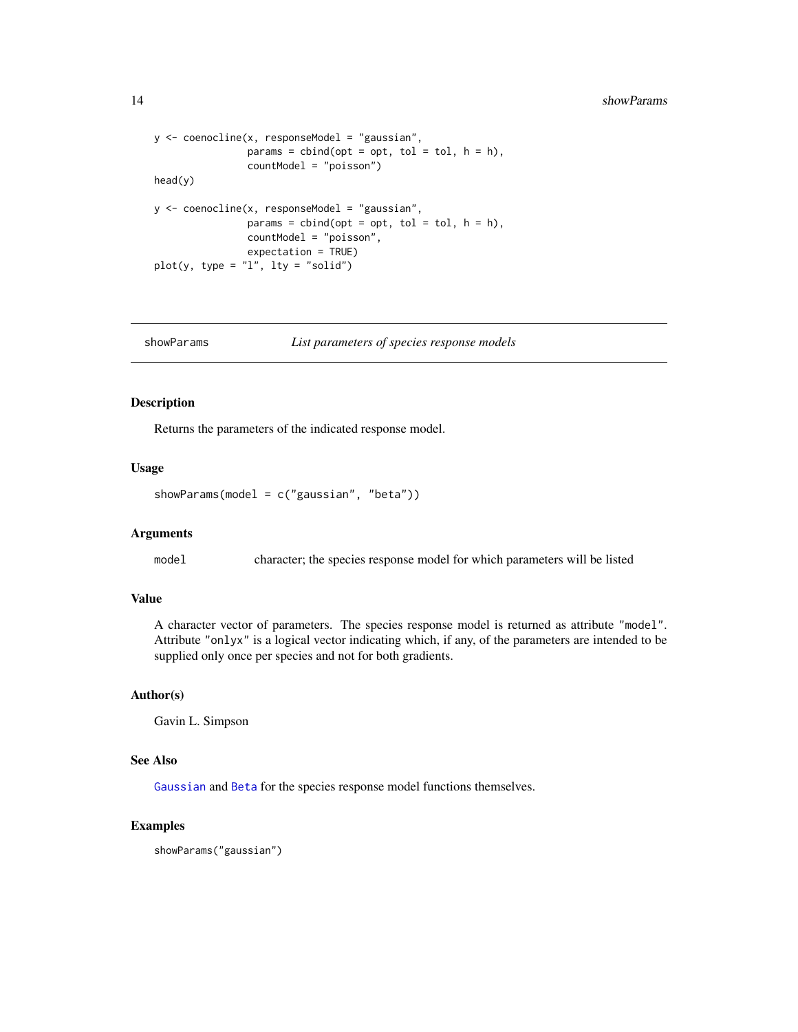```
y <- coenocline(x, responseModel = "gaussian",
                params = cbind(opt = opt, tol = tol, h = h),
                countModel = "poisson")
head(y)

y <- coenocline(x, responseModel = "gaussian",
                params = cbind(opt = opt, tol = tol, h = h),
                countModel = "poisson",
                expectation = TRUE)
plot(y, type = "l", lty = "solid")
```

---

## showParams — *List parameters of species response models*

---

### Description

Returns the parameters of the indicated response model.

### Usage

```
showParams(model = c("gaussian", "beta"))
```

### Arguments

`model` character; the species response model for which parameters will be listed

### Value

A character vector of parameters. The species response model is returned as attribute `"model"`. Attribute `"onlyx"` is a logical vector indicating which, if any, of the parameters are intended to be supplied only once per species and not for both gradients.

### Author(s)

Gavin L. Simpson

### See Also

`Gaussian` and `Beta` for the species response model functions themselves.

### Examples

```
showParams("gaussian")
```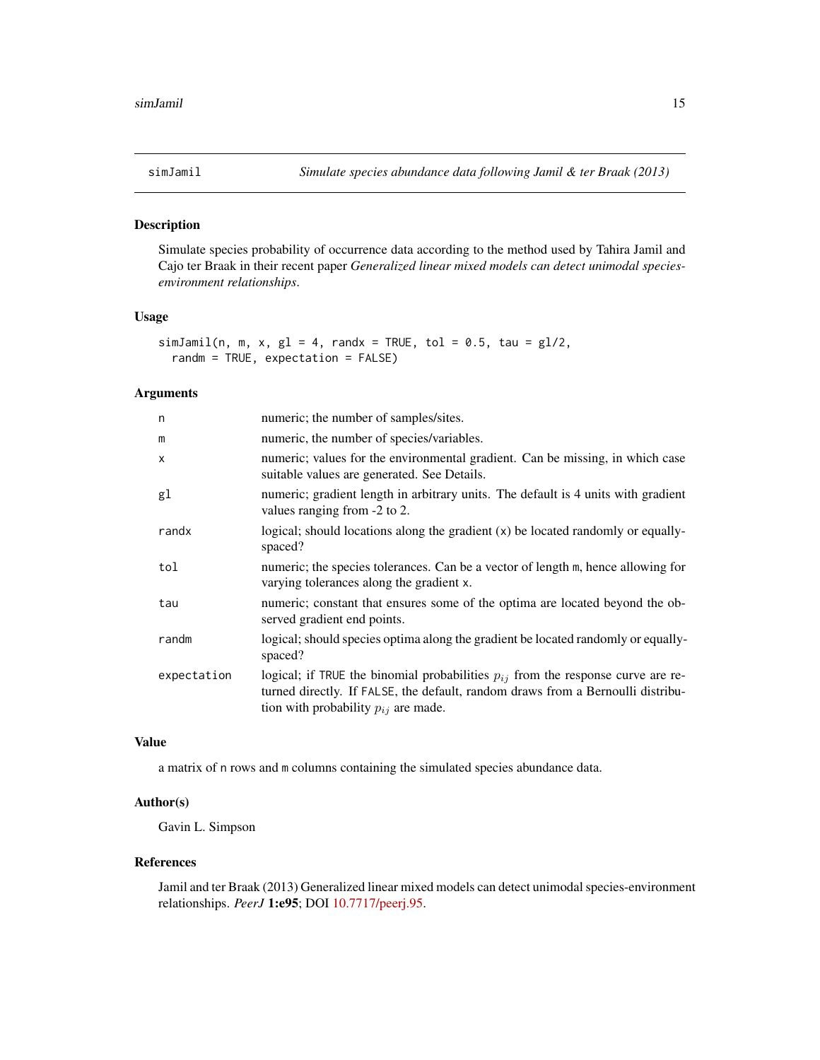simJamil *Simulate species abundance data following Jamil & ter Braak (2013)*

## Description

Simulate species probability of occurrence data according to the method used by Tahira Jamil and Cajo ter Braak in their recent paper *Generalized linear mixed models can detect unimodal species-environment relationships*.

## Usage

```
simJamil(n, m, x, gl = 4, randx = TRUE, tol = 0.5, tau = gl/2,
  randm = TRUE, expectation = FALSE)
```

## Arguments

| | |
|---|---|
| `n` | numeric; the number of samples/sites. |
| `m` | numeric, the number of species/variables. |
| `x` | numeric; values for the environmental gradient. Can be missing, in which case suitable values are generated. See Details. |
| `gl` | numeric; gradient length in arbitrary units. The default is 4 units with gradient values ranging from -2 to 2. |
| `randx` | logical; should locations along the gradient (`x`) be located randomly or equally-spaced? |
| `tol` | numeric; the species tolerances. Can be a vector of length `m`, hence allowing for varying tolerances along the gradient `x`. |
| `tau` | numeric; constant that ensures some of the optima are located beyond the observed gradient end points. |
| `randm` | logical; should species optima along the gradient be located randomly or equally-spaced? |
| `expectation` | logical; if `TRUE` the binomial probabilities $p_{ij}$ from the response curve are returned directly. If `FALSE`, the default, random draws from a Bernoulli distribution with probability $p_{ij}$ are made. |

## Value

a matrix of `n` rows and `m` columns containing the simulated species abundance data.

## Author(s)

Gavin L. Simpson

## References

Jamil and ter Braak (2013) Generalized linear mixed models can detect unimodal species-environment relationships. *PeerJ* **1:e95**; DOI 10.7717/peerj.95.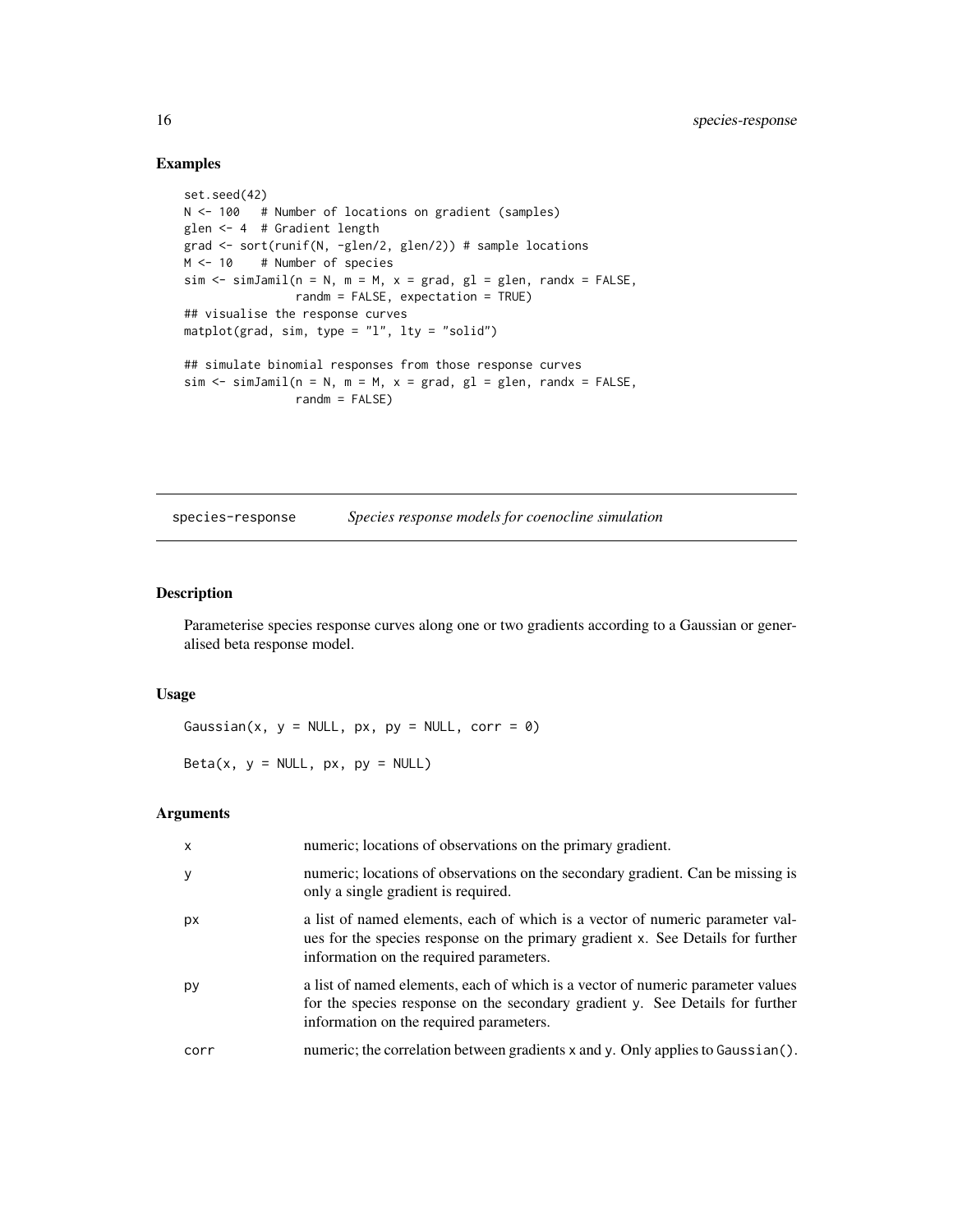## Examples

```
set.seed(42)
N <- 100   # Number of locations on gradient (samples)
glen <- 4  # Gradient length
grad <- sort(runif(N, -glen/2, glen/2)) # sample locations
M <- 10    # Number of species
sim <- simJamil(n = N, m = M, x = grad, gl = glen, randx = FALSE,
                randm = FALSE, expectation = TRUE)
## visualise the response curves
matplot(grad, sim, type = "l", lty = "solid")

## simulate binomial responses from those response curves
sim <- simJamil(n = N, m = M, x = grad, gl = glen, randx = FALSE,
                randm = FALSE)
```

---

# species-response    *Species response models for coenocline simulation*

---

## Description

Parameterise species response curves along one or two gradients according to a Gaussian or generalised beta response model.

## Usage

```
Gaussian(x, y = NULL, px, py = NULL, corr = 0)

Beta(x, y = NULL, px, py = NULL)
```

## Arguments

| | |
|---|---|
| `x` | numeric; locations of observations on the primary gradient. |
| `y` | numeric; locations of observations on the secondary gradient. Can be missing is only a single gradient is required. |
| `px` | a list of named elements, each of which is a vector of numeric parameter values for the species response on the primary gradient `x`. See Details for further information on the required parameters. |
| `py` | a list of named elements, each of which is a vector of numeric parameter values for the species response on the secondary gradient `y`. See Details for further information on the required parameters. |
| `corr` | numeric; the correlation between gradients `x` and `y`. Only applies to `Gaussian()`. |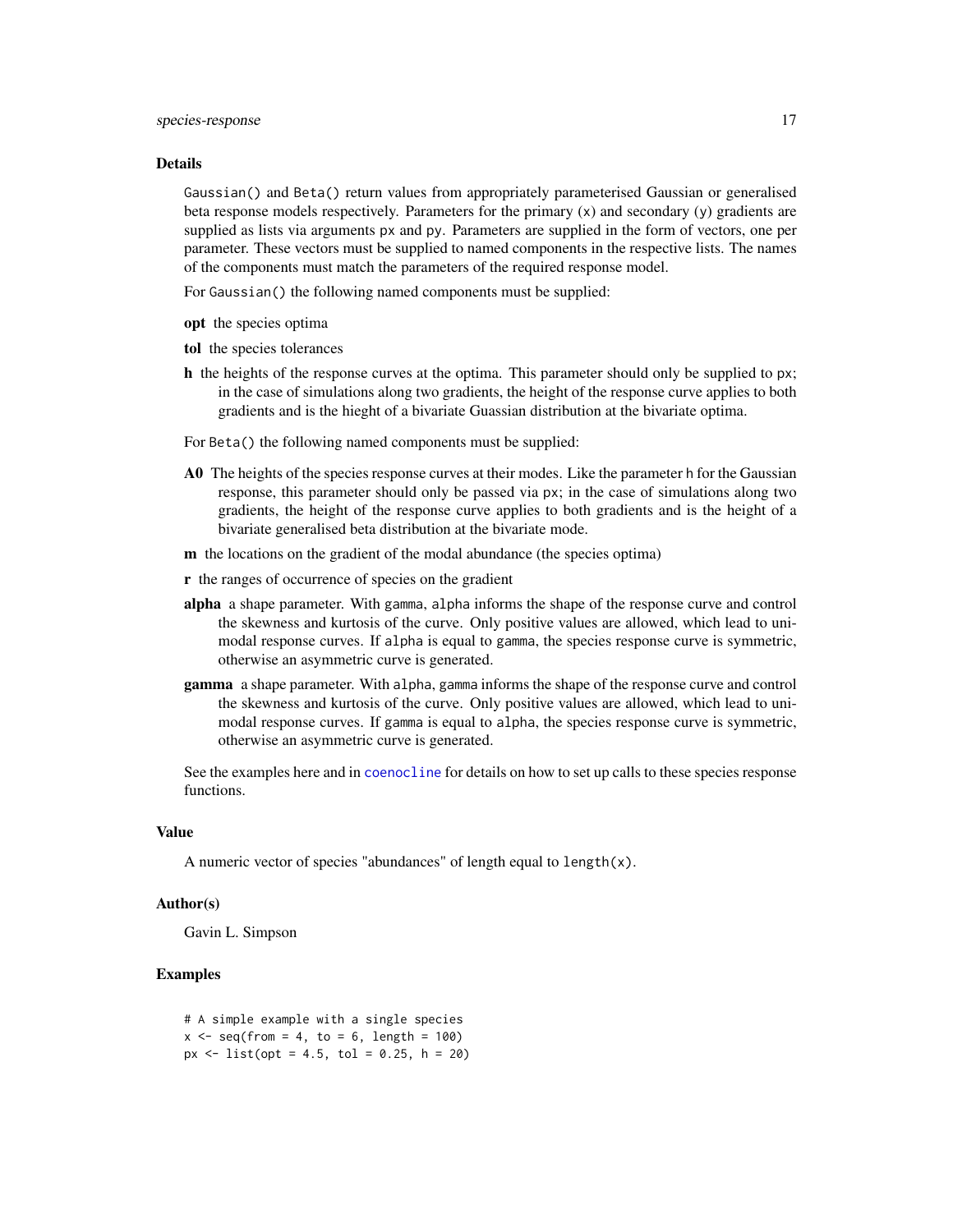## Details

`Gaussian()` and `Beta()` return values from appropriately parameterised Gaussian or generalised beta response models respectively. Parameters for the primary (`x`) and secondary (`y`) gradients are supplied as lists via arguments `px` and `py`. Parameters are supplied in the form of vectors, one per parameter. These vectors must be supplied to named components in the respective lists. The names of the components must match the parameters of the required response model.

For `Gaussian()` the following named components must be supplied:

**opt** the species optima

**tol** the species tolerances

**h** the heights of the response curves at the optima. This parameter should only be supplied to `px`; in the case of simulations along two gradients, the height of the response curve applies to both gradients and is the hieght of a bivariate Guassian distribution at the bivariate optima.

For `Beta()` the following named components must be supplied:

**A0** The heights of the species response curves at their modes. Like the parameter `h` for the Gaussian response, this parameter should only be passed via `px`; in the case of simulations along two gradients, the height of the response curve applies to both gradients and is the height of a bivariate generalised beta distribution at the bivariate mode.

**m** the locations on the gradient of the modal abundance (the species optima)

**r** the ranges of occurrence of species on the gradient

**alpha** a shape parameter. With `gamma`, `alpha` informs the shape of the response curve and control the skewness and kurtosis of the curve. Only positive values are allowed, which lead to unimodal response curves. If `alpha` is equal to `gamma`, the species response curve is symmetric, otherwise an asymmetric curve is generated.

**gamma** a shape parameter. With `alpha`, `gamma` informs the shape of the response curve and control the skewness and kurtosis of the curve. Only positive values are allowed, which lead to unimodal response curves. If `gamma` is equal to `alpha`, the species response curve is symmetric, otherwise an asymmetric curve is generated.

See the examples here and in `coenocline` for details on how to set up calls to these species response functions.

## Value

A numeric vector of species "abundances" of length equal to `length(x)`.

## Author(s)

Gavin L. Simpson

## Examples

```
# A simple example with a single species
x <- seq(from = 4, to = 6, length = 100)
px <- list(opt = 4.5, tol = 0.25, h = 20)
```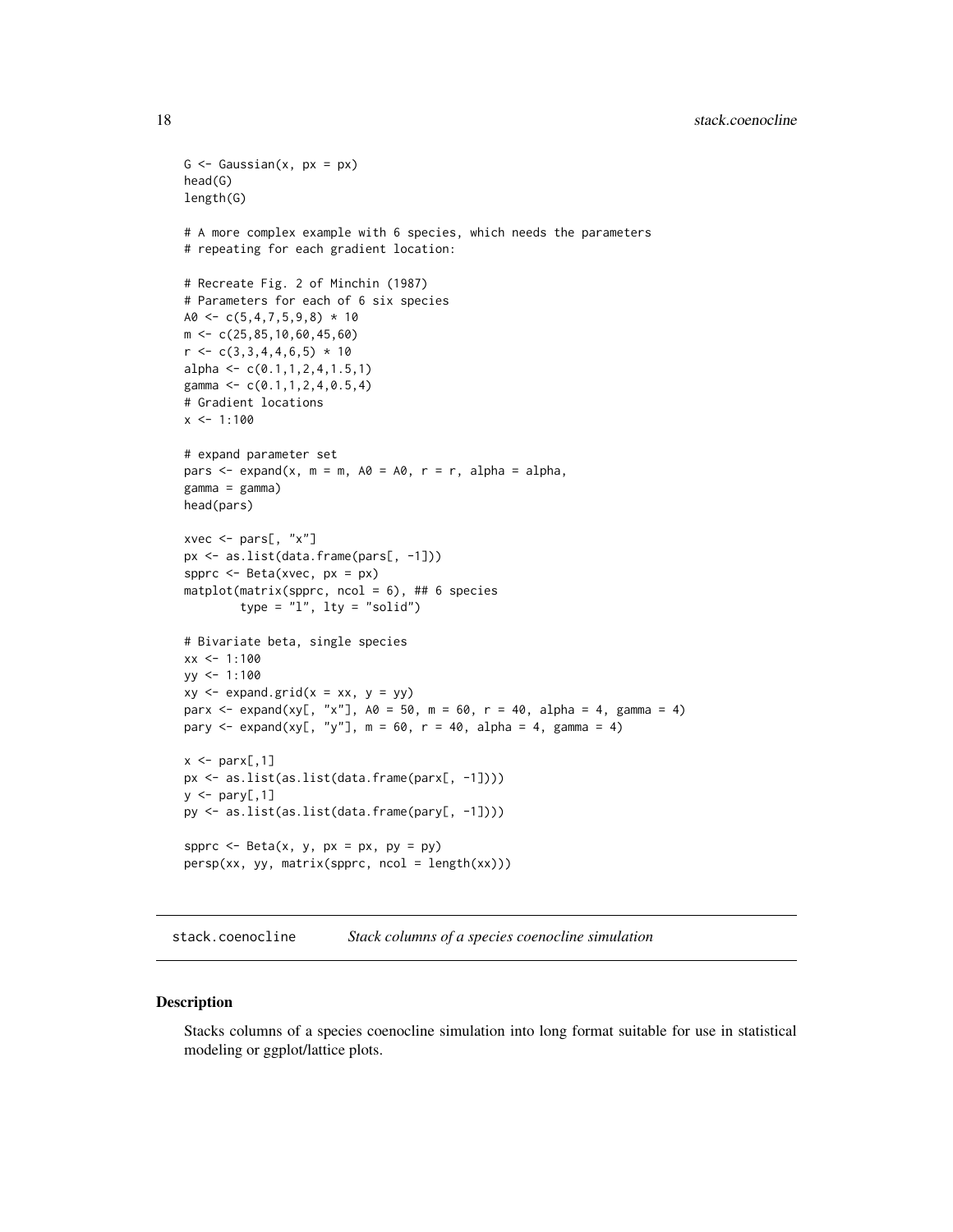```
G <- Gaussian(x, px = px)
head(G)
length(G)

# A more complex example with 6 species, which needs the parameters
# repeating for each gradient location:

# Recreate Fig. 2 of Minchin (1987)
# Parameters for each of 6 six species
A0 <- c(5,4,7,5,9,8) * 10
m <- c(25,85,10,60,45,60)
r <- c(3,3,4,4,6,5) * 10
alpha <- c(0.1,1,2,4,1.5,1)
gamma <- c(0.1,1,2,4,0.5,4)
# Gradient locations
x <- 1:100

# expand parameter set
pars <- expand(x, m = m, A0 = A0, r = r, alpha = alpha,
gamma = gamma)
head(pars)

xvec <- pars[, "x"]
px <- as.list(data.frame(pars[, -1]))
spprc <- Beta(xvec, px = px)
matplot(matrix(spprc, ncol = 6), ## 6 species
        type = "l", lty = "solid")

# Bivariate beta, single species
xx <- 1:100
yy <- 1:100
xy <- expand.grid(x = xx, y = yy)
parx <- expand(xy[, "x"], A0 = 50, m = 60, r = 40, alpha = 4, gamma = 4)
pary <- expand(xy[, "y"], m = 60, r = 40, alpha = 4, gamma = 4)

x <- parx[,1]
px <- as.list(as.list(data.frame(parx[, -1])))
y <- pary[,1]
py <- as.list(as.list(data.frame(pary[, -1])))

spprc <- Beta(x, y, px = px, py = py)
persp(xx, yy, matrix(spprc, ncol = length(xx)))
```

## stack.coenocline — *Stack columns of a species coenocline simulation*

### Description

Stacks columns of a species coenocline simulation into long format suitable for use in statistical modeling or ggplot/lattice plots.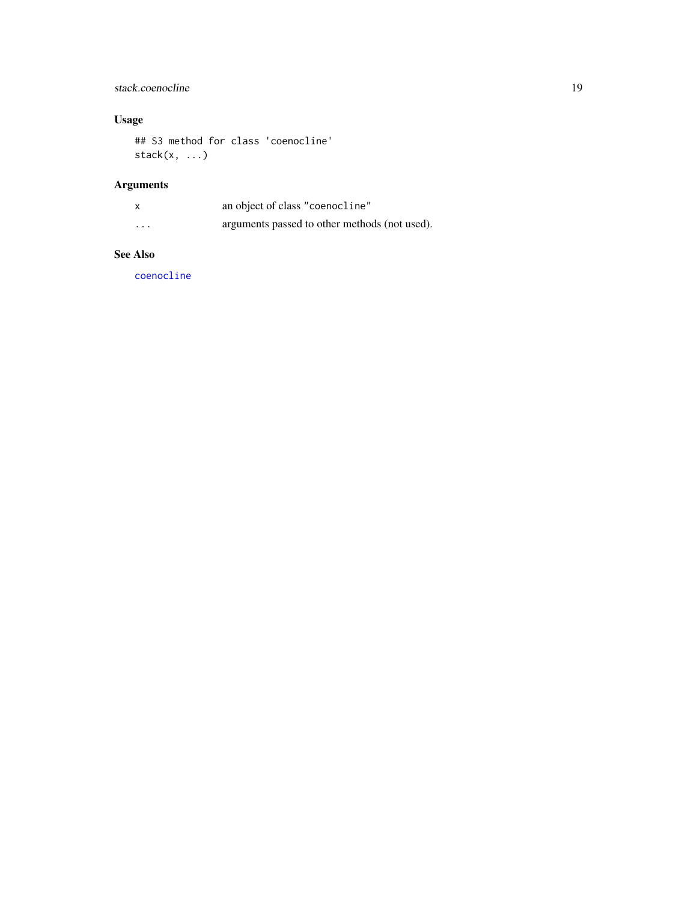### Usage

```
## S3 method for class 'coenocline'
stack(x, ...)
```

### Arguments

| | |
|---|---|
| x | an object of class "coenocline" |
| ... | arguments passed to other methods (not used). |

### See Also

coenocline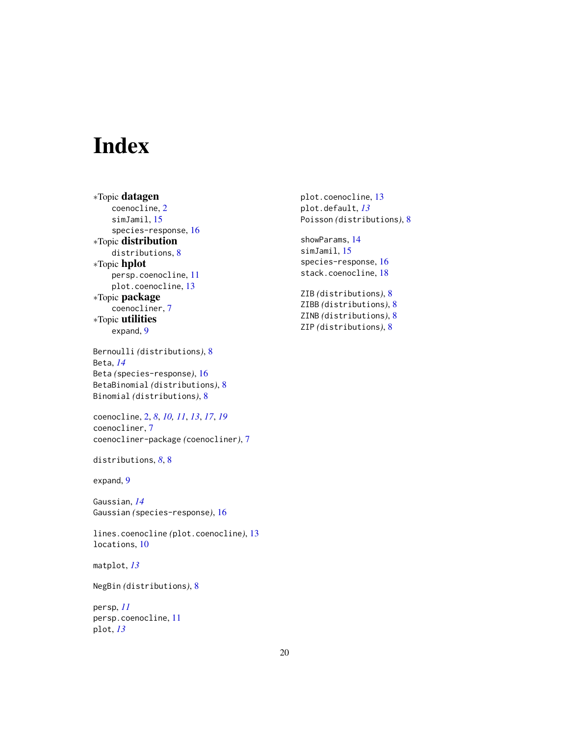# Index

*Topic **datagen**
- coenocline, 2
- simJamil, 15
- species-response, 16

*Topic **distribution**
- distributions, 8

*Topic **hplot**
- persp.coenocline, 11
- plot.coenocline, 13

*Topic **package**
- coenocliner, 7

*Topic **utilities**
- expand, 9

Bernoulli (distributions), 8
Beta, *14*
Beta (species-response), 16
BetaBinomial (distributions), 8
Binomial (distributions), 8

coenocline, 2, *8*, *10, 11*, *13*, *17*, *19*
coenocliner, 7
coenocliner-package (coenocliner), 7

distributions, *8*, 8

expand, 9

Gaussian, *14*
Gaussian (species-response), 16

lines.coenocline (plot.coenocline), 13
locations, 10

matplot, *13*

NegBin (distributions), 8

persp, *11*
persp.coenocline, 11
plot, *13*
plot.coenocline, 13
plot.default, *13*
Poisson (distributions), 8

showParams, 14
simJamil, 15
species-response, 16
stack.coenocline, 18

ZIB (distributions), 8
ZIBB (distributions), 8
ZINB (distributions), 8
ZIP (distributions), 8